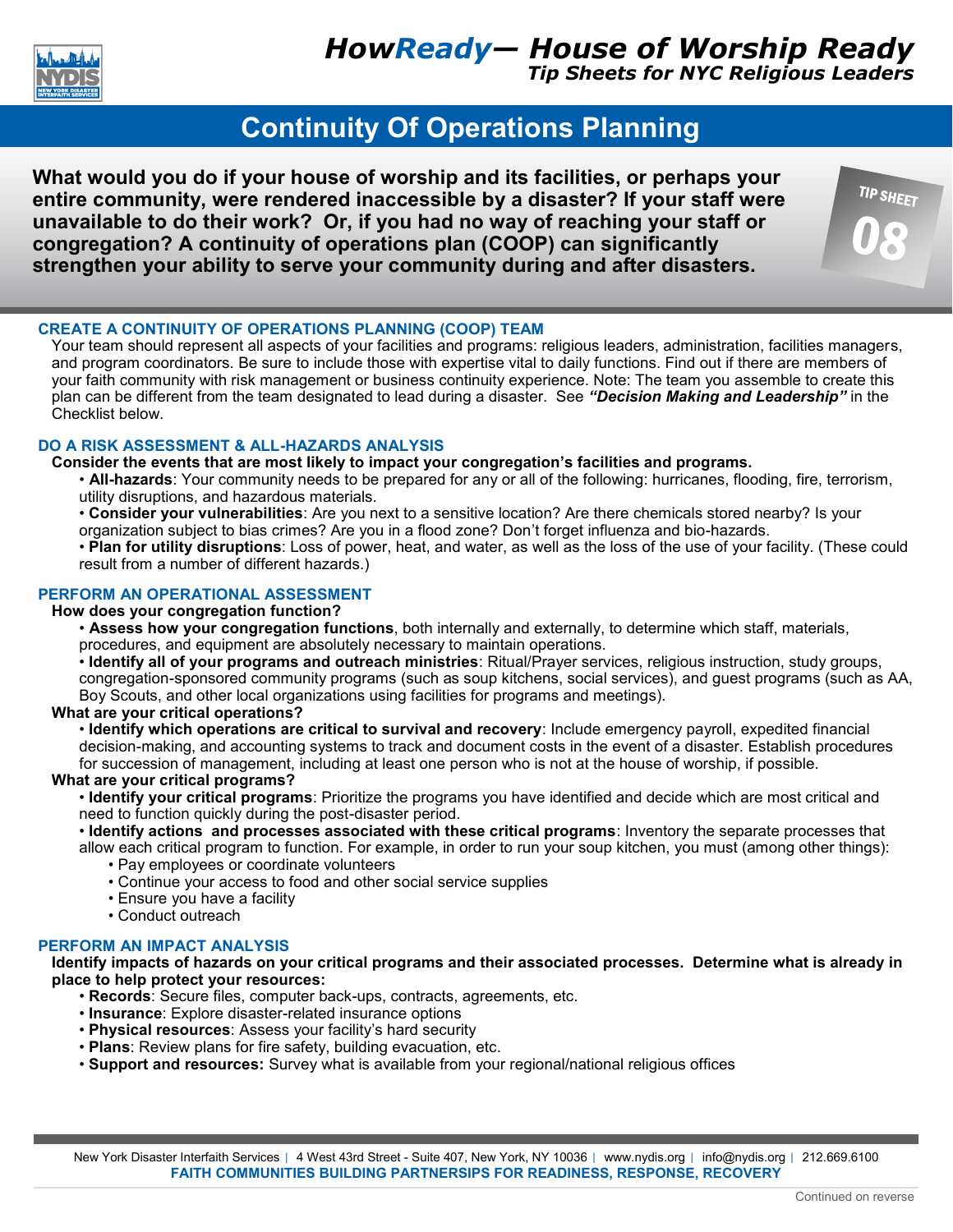# *HowReady— House of Worship Ready*

***Tip Sheets for NYC Religious Leaders***

## Continuity Of Operations Planning

**TIP SHEET 08**

**What would you do if your house of worship and its facilities, or perhaps your entire community, were rendered inaccessible by a disaster? If your staff were unavailable to do their work? Or, if you had no way of reaching your staff or congregation? A continuity of operations plan (COOP) can significantly strengthen your ability to serve your community during and after disasters.**

### CREATE A CONTINUITY OF OPERATIONS PLANNING (COOP) TEAM

Your team should represent all aspects of your facilities and programs: religious leaders, administration, facilities managers, and program coordinators. Be sure to include those with expertise vital to daily functions. Find out if there are members of your faith community with risk management or business continuity experience. Note: The team you assemble to create this plan can be different from the team designated to lead during a disaster. See ***"Decision Making and Leadership"*** in the Checklist below.

### DO A RISK ASSESSMENT & ALL-HAZARDS ANALYSIS

**Consider the events that are most likely to impact your congregation's facilities and programs.**

- **All-hazards**: Your community needs to be prepared for any or all of the following: hurricanes, flooding, fire, terrorism, utility disruptions, and hazardous materials.
- **Consider your vulnerabilities**: Are you next to a sensitive location? Are there chemicals stored nearby? Is your organization subject to bias crimes? Are you in a flood zone? Don't forget influenza and bio-hazards.
- **Plan for utility disruptions**: Loss of power, heat, and water, as well as the loss of the use of your facility. (These could result from a number of different hazards.)

### PERFORM AN OPERATIONAL ASSESSMENT

**How does your congregation function?**

- **Assess how your congregation functions**, both internally and externally, to determine which staff, materials, procedures, and equipment are absolutely necessary to maintain operations.
- **Identify all of your programs and outreach ministries**: Ritual/Prayer services, religious instruction, study groups, congregation-sponsored community programs (such as soup kitchens, social services), and guest programs (such as AA, Boy Scouts, and other local organizations using facilities for programs and meetings).

**What are your critical operations?**

- **Identify which operations are critical to survival and recovery**: Include emergency payroll, expedited financial decision-making, and accounting systems to track and document costs in the event of a disaster. Establish procedures for succession of management, including at least one person who is not at the house of worship, if possible.

**What are your critical programs?**

- **Identify your critical programs**: Prioritize the programs you have identified and decide which are most critical and need to function quickly during the post-disaster period.
- **Identify actions and processes associated with these critical programs**: Inventory the separate processes that allow each critical program to function. For example, in order to run your soup kitchen, you must (among other things):
  - Pay employees or coordinate volunteers
  - Continue your access to food and other social service supplies
  - Ensure you have a facility
  - Conduct outreach

### PERFORM AN IMPACT ANALYSIS

**Identify impacts of hazards on your critical programs and their associated processes. Determine what is already in place to help protect your resources:**

- **Records**: Secure files, computer back-ups, contracts, agreements, etc.
- **Insurance**: Explore disaster-related insurance options
- **Physical resources**: Assess your facility's hard security
- **Plans**: Review plans for fire safety, building evacuation, etc.
- **Support and resources:** Survey what is available from your regional/national religious offices

New York Disaster Interfaith Services | 4 West 43rd Street - Suite 407, New York, NY 10036 | www.nydis.org | info@nydis.org | 212.669.6100

**FAITH COMMUNITIES BUILDING PARTNERSHIPS FOR READINESS, RESPONSE, RECOVERY**

Continued on reverse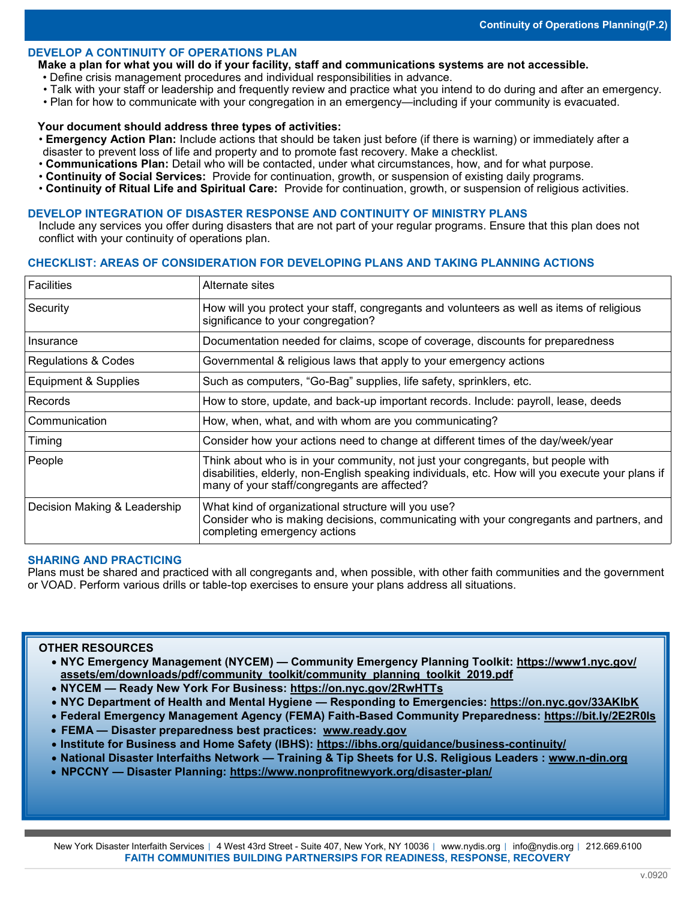## DEVELOP A CONTINUITY OF OPERATIONS PLAN

**Make a plan for what you will do if your facility, staff and communications systems are not accessible.**

- Define crisis management procedures and individual responsibilities in advance.
- Talk with your staff or leadership and frequently review and practice what you intend to do during and after an emergency.
- Plan for how to communicate with your congregation in an emergency—including if your community is evacuated.

**Your document should address three types of activities:**

- **Emergency Action Plan:** Include actions that should be taken just before (if there is warning) or immediately after a disaster to prevent loss of life and property and to promote fast recovery. Make a checklist.
- **Communications Plan:** Detail who will be contacted, under what circumstances, how, and for what purpose.
- **Continuity of Social Services:** Provide for continuation, growth, or suspension of existing daily programs.
- **Continuity of Ritual Life and Spiritual Care:** Provide for continuation, growth, or suspension of religious activities.

## DEVELOP INTEGRATION OF DISASTER RESPONSE AND CONTINUITY OF MINISTRY PLANS

Include any services you offer during disasters that are not part of your regular programs. Ensure that this plan does not conflict with your continuity of operations plan.

## CHECKLIST: AREAS OF CONSIDERATION FOR DEVELOPING PLANS AND TAKING PLANNING ACTIONS

| | |
|---|---|
| Facilities | Alternate sites |
| Security | How will you protect your staff, congregants and volunteers as well as items of religious significance to your congregation? |
| Insurance | Documentation needed for claims, scope of coverage, discounts for preparedness |
| Regulations & Codes | Governmental & religious laws that apply to your emergency actions |
| Equipment & Supplies | Such as computers, “Go-Bag” supplies, life safety, sprinklers, etc. |
| Records | How to store, update, and back-up important records. Include: payroll, lease, deeds |
| Communication | How, when, what, and with whom are you communicating? |
| Timing | Consider how your actions need to change at different times of the day/week/year |
| People | Think about who is in your community, not just your congregants, but people with disabilities, elderly, non-English speaking individuals, etc. How will you execute your plans if many of your staff/congregants are affected? |
| Decision Making & Leadership | What kind of organizational structure will you use? Consider who is making decisions, communicating with your congregants and partners, and completing emergency actions |

## SHARING AND PRACTICING

Plans must be shared and practiced with all congregants and, when possible, with other faith communities and the government or VOAD. Perform various drills or table-top exercises to ensure your plans address all situations.

### OTHER RESOURCES

- **NYC Emergency Management (NYCEM) — Community Emergency Planning Toolkit: https://www1.nyc.gov/assets/em/downloads/pdf/community_toolkit/community_planning_toolkit_2019.pdf**
- **NYCEM — Ready New York For Business: https://on.nyc.gov/2RwHTTs**
- **NYC Department of Health and Mental Hygiene — Responding to Emergencies: https://on.nyc.gov/33AKlbK**
- **Federal Emergency Management Agency (FEMA) Faith-Based Community Preparedness: https://bit.ly/2E2R0Is**
- **FEMA — Disaster preparedness best practices: www.ready.gov**
- **Institute for Business and Home Safety (IBHS): https://ibhs.org/guidance/business-continuity/**
- **National Disaster Interfaiths Network — Training & Tip Sheets for U.S. Religious Leaders : www.n-din.org**
- **NPCCNY — Disaster Planning: https://www.nonprofitnewyork.org/disaster-plan/**

New York Disaster Interfaith Services | 4 West 43rd Street - Suite 407, New York, NY 10036 | www.nydis.org | info@nydis.org | 212.669.6100

**FAITH COMMUNITIES BUILDING PARTNERSIPS FOR READINESS, RESPONSE, RECOVERY**

v.0920